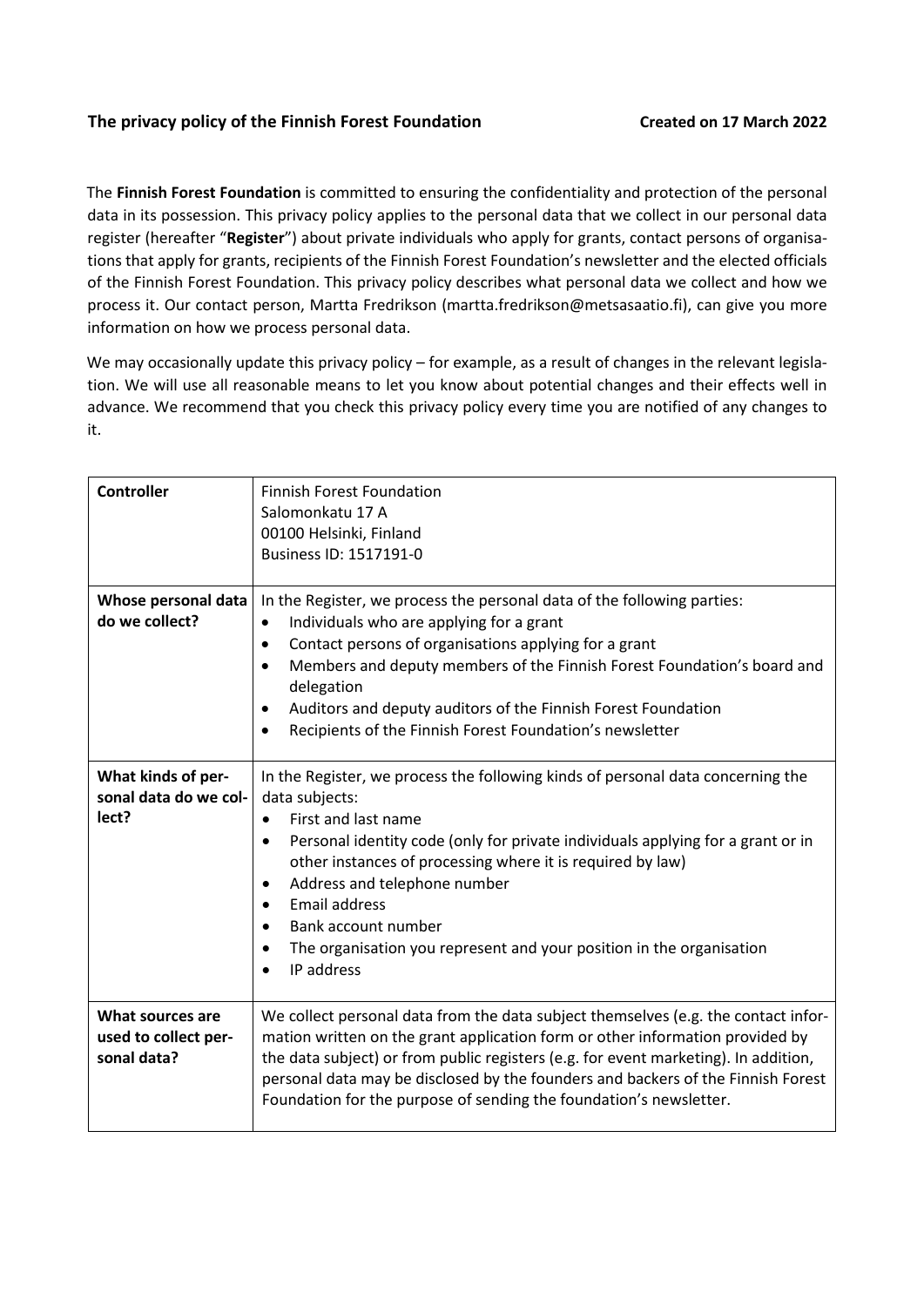**The privacy policy of the Finnish Forest Foundation** **Created on 17 March 2022**

The **Finnish Forest Foundation** is committed to ensuring the confidentiality and protection of the personal data in its possession. This privacy policy applies to the personal data that we collect in our personal data register (hereafter "**Register**") about private individuals who apply for grants, contact persons of organisations that apply for grants, recipients of the Finnish Forest Foundation's newsletter and the elected officials of the Finnish Forest Foundation. This privacy policy describes what personal data we collect and how we process it. Our contact person, Martta Fredrikson (martta.fredrikson@metsasaatio.fi), can give you more information on how we process personal data.

We may occasionally update this privacy policy – for example, as a result of changes in the relevant legislation. We will use all reasonable means to let you know about potential changes and their effects well in advance. We recommend that you check this privacy policy every time you are notified of any changes to it.

| | |
|---|---|
| **Controller** | Finnish Forest Foundation<br>Salomonkatu 17 A<br>00100 Helsinki, Finland<br>Business ID: 1517191-0 |
| **Whose personal data do we collect?** | In the Register, we process the personal data of the following parties:<br>• Individuals who are applying for a grant<br>• Contact persons of organisations applying for a grant<br>• Members and deputy members of the Finnish Forest Foundation's board and delegation<br>• Auditors and deputy auditors of the Finnish Forest Foundation<br>• Recipients of the Finnish Forest Foundation's newsletter |
| **What kinds of personal data do we collect?** | In the Register, we process the following kinds of personal data concerning the data subjects:<br>• First and last name<br>• Personal identity code (only for private individuals applying for a grant or in other instances of processing where it is required by law)<br>• Address and telephone number<br>• Email address<br>• Bank account number<br>• The organisation you represent and your position in the organisation<br>• IP address |
| **What sources are used to collect personal data?** | We collect personal data from the data subject themselves (e.g. the contact information written on the grant application form or other information provided by the data subject) or from public registers (e.g. for event marketing). In addition, personal data may be disclosed by the founders and backers of the Finnish Forest Foundation for the purpose of sending the foundation's newsletter. |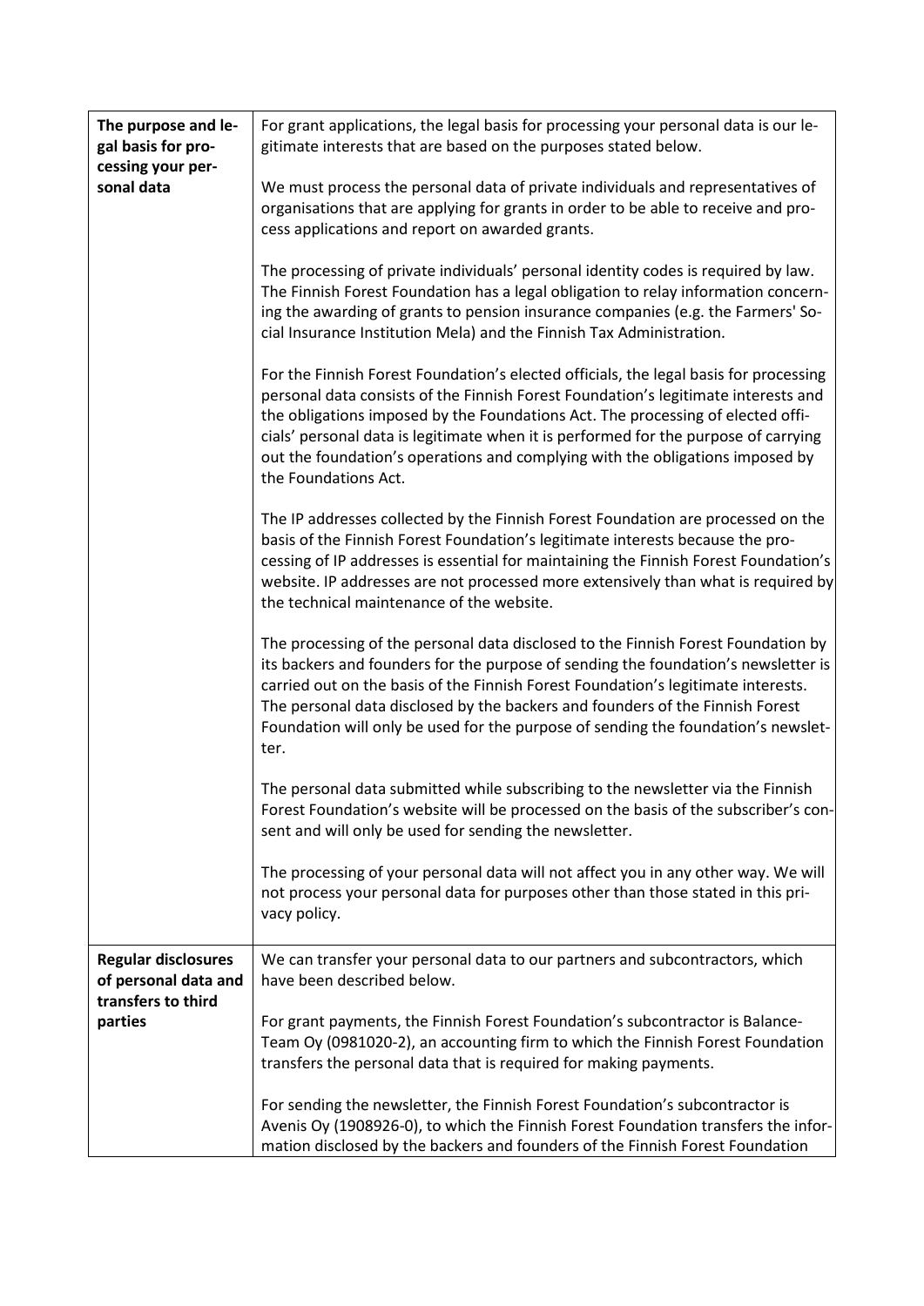| | |
|---|---|
| **The purpose and legal basis for processing your personal data** | For grant applications, the legal basis for processing your personal data is our legitimate interests that are based on the purposes stated below.<br><br>We must process the personal data of private individuals and representatives of organisations that are applying for grants in order to be able to receive and process applications and report on awarded grants.<br><br>The processing of private individuals' personal identity codes is required by law. The Finnish Forest Foundation has a legal obligation to relay information concerning the awarding of grants to pension insurance companies (e.g. the Farmers' Social Insurance Institution Mela) and the Finnish Tax Administration.<br><br>For the Finnish Forest Foundation's elected officials, the legal basis for processing personal data consists of the Finnish Forest Foundation's legitimate interests and the obligations imposed by the Foundations Act. The processing of elected officials' personal data is legitimate when it is performed for the purpose of carrying out the foundation's operations and complying with the obligations imposed by the Foundations Act.<br><br>The IP addresses collected by the Finnish Forest Foundation are processed on the basis of the Finnish Forest Foundation's legitimate interests because the processing of IP addresses is essential for maintaining the Finnish Forest Foundation's website. IP addresses are not processed more extensively than what is required by the technical maintenance of the website.<br><br>The processing of the personal data disclosed to the Finnish Forest Foundation by its backers and founders for the purpose of sending the foundation's newsletter is carried out on the basis of the Finnish Forest Foundation's legitimate interests. The personal data disclosed by the backers and founders of the Finnish Forest Foundation will only be used for the purpose of sending the foundation's newsletter.<br><br>The personal data submitted while subscribing to the newsletter via the Finnish Forest Foundation's website will be processed on the basis of the subscriber's consent and will only be used for sending the newsletter.<br><br>The processing of your personal data will not affect you in any other way. We will not process your personal data for purposes other than those stated in this privacy policy. |
| **Regular disclosures of personal data and transfers to third parties** | We can transfer your personal data to our partners and subcontractors, which have been described below.<br><br>For grant payments, the Finnish Forest Foundation's subcontractor is BalanceTeam Oy (0981020-2), an accounting firm to which the Finnish Forest Foundation transfers the personal data that is required for making payments.<br><br>For sending the newsletter, the Finnish Forest Foundation's subcontractor is Avenis Oy (1908926-0), to which the Finnish Forest Foundation transfers the information disclosed by the backers and founders of the Finnish Forest Foundation |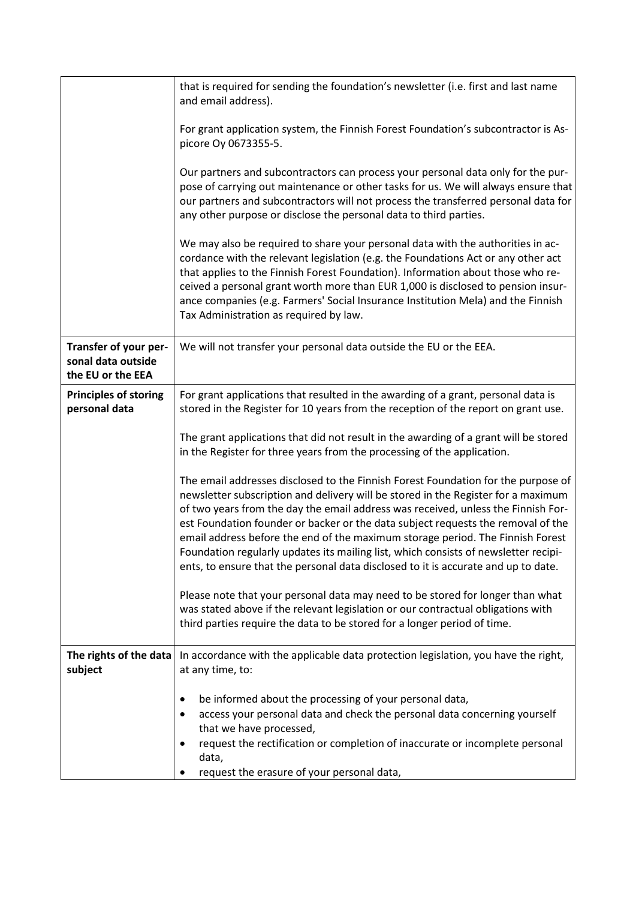| | |
|---|---|
| | that is required for sending the foundation's newsletter (i.e. first and last name and email address).<br><br>For grant application system, the Finnish Forest Foundation's subcontractor is Aspicore Oy 0673355-5.<br><br>Our partners and subcontractors can process your personal data only for the purpose of carrying out maintenance or other tasks for us. We will always ensure that our partners and subcontractors will not process the transferred personal data for any other purpose or disclose the personal data to third parties.<br><br>We may also be required to share your personal data with the authorities in accordance with the relevant legislation (e.g. the Foundations Act or any other act that applies to the Finnish Forest Foundation). Information about those who received a personal grant worth more than EUR 1,000 is disclosed to pension insurance companies (e.g. Farmers' Social Insurance Institution Mela) and the Finnish Tax Administration as required by law. |
| **Transfer of your personal data outside the EU or the EEA** | We will not transfer your personal data outside the EU or the EEA. |
| **Principles of storing personal data** | For grant applications that resulted in the awarding of a grant, personal data is stored in the Register for 10 years from the reception of the report on grant use.<br><br>The grant applications that did not result in the awarding of a grant will be stored in the Register for three years from the processing of the application.<br><br>The email addresses disclosed to the Finnish Forest Foundation for the purpose of newsletter subscription and delivery will be stored in the Register for a maximum of two years from the day the email address was received, unless the Finnish Forest Foundation founder or backer or the data subject requests the removal of the email address before the end of the maximum storage period. The Finnish Forest Foundation regularly updates its mailing list, which consists of newsletter recipients, to ensure that the personal data disclosed to it is accurate and up to date.<br><br>Please note that your personal data may need to be stored for longer than what was stated above if the relevant legislation or our contractual obligations with third parties require the data to be stored for a longer period of time. |
| **The rights of the data subject** | In accordance with the applicable data protection legislation, you have the right, at any time, to:<br><br>• be informed about the processing of your personal data,<br>• access your personal data and check the personal data concerning yourself that we have processed,<br>• request the rectification or completion of inaccurate or incomplete personal data,<br>• request the erasure of your personal data, |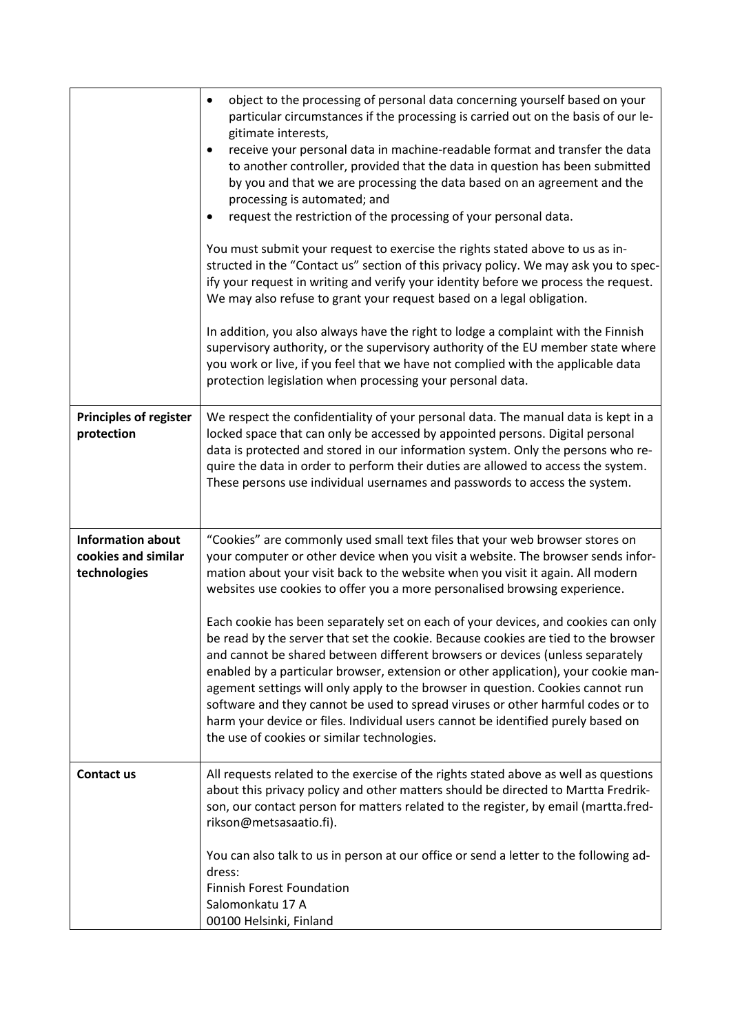| | |
|---|---|
| | • object to the processing of personal data concerning yourself based on your particular circumstances if the processing is carried out on the basis of our legitimate interests,<br>• receive your personal data in machine-readable format and transfer the data to another controller, provided that the data in question has been submitted by you and that we are processing the data based on an agreement and the processing is automated; and<br>• request the restriction of the processing of your personal data.<br><br>You must submit your request to exercise the rights stated above to us as instructed in the "Contact us" section of this privacy policy. We may ask you to specify your request in writing and verify your identity before we process the request. We may also refuse to grant your request based on a legal obligation.<br><br>In addition, you also always have the right to lodge a complaint with the Finnish supervisory authority, or the supervisory authority of the EU member state where you work or live, if you feel that we have not complied with the applicable data protection legislation when processing your personal data. |
| **Principles of register protection** | We respect the confidentiality of your personal data. The manual data is kept in a locked space that can only be accessed by appointed persons. Digital personal data is protected and stored in our information system. Only the persons who require the data in order to perform their duties are allowed to access the system. These persons use individual usernames and passwords to access the system. |
| **Information about cookies and similar technologies** | "Cookies" are commonly used small text files that your web browser stores on your computer or other device when you visit a website. The browser sends information about your visit back to the website when you visit it again. All modern websites use cookies to offer you a more personalised browsing experience.<br><br>Each cookie has been separately set on each of your devices, and cookies can only be read by the server that set the cookie. Because cookies are tied to the browser and cannot be shared between different browsers or devices (unless separately enabled by a particular browser, extension or other application), your cookie management settings will only apply to the browser in question. Cookies cannot run software and they cannot be used to spread viruses or other harmful codes or to harm your device or files. Individual users cannot be identified purely based on the use of cookies or similar technologies. |
| **Contact us** | All requests related to the exercise of the rights stated above as well as questions about this privacy policy and other matters should be directed to Martta Fredrikson, our contact person for matters related to the register, by email (martta.fredrikson@metsasaatio.fi).<br><br>You can also talk to us in person at our office or send a letter to the following address:<br>Finnish Forest Foundation<br>Salomonkatu 17 A<br>00100 Helsinki, Finland |